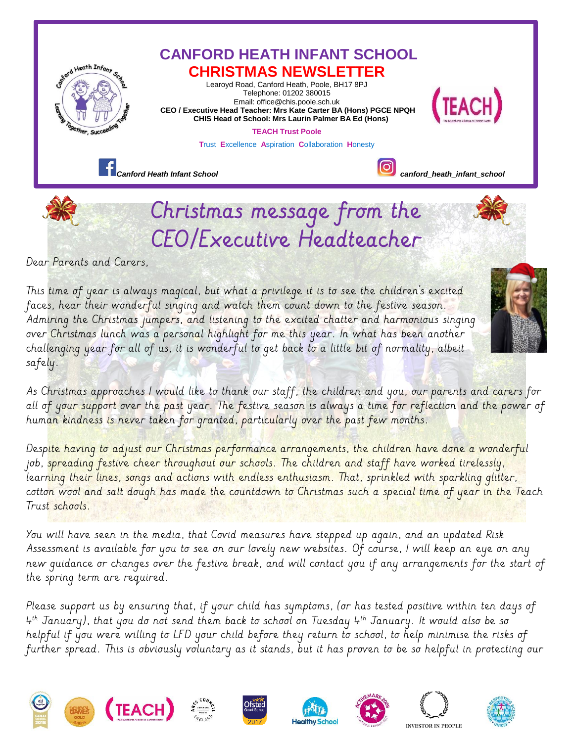# CANFORD HEATH INFANT SCHOOL

## CHRISTMAS NEWSLETTER

Learoyd Road, Canford Heath, Poole, BH17 8PJ
Telephone: 01202 380015
Email: office@chis.poole.sch.uk
**CEO / Executive Head Teacher: Mrs Kate Carter BA (Hons) PGCE NPQH**
**CHIS Head of School: Mrs Laurin Palmer BA Ed (Hons)**

**TEACH Trust Poole**

**T**rust **E**xcellence **A**spiration **C**ollaboration **H**onesty

*Canford Heath Infant School* *canford_heath_infant_school*

## Christmas message from the CEO/Executive Headteacher

Dear Parents and Carers,

This time of year is always magical, but what a privilege it is to see the children's excited faces, hear their wonderful singing and watch them count down to the festive season. Admiring the Christmas jumpers, and listening to the excited chatter and harmonious singing over Christmas lunch was a personal highlight for me this year. In what has been another challenging year for all of us, it is wonderful to get back to a little bit of normality, albeit safely.

As Christmas approaches I would like to thank our staff, the children and you, our parents and carers for all of your support over the past year. The festive season is always a time for reflection and the power of human kindness is never taken for granted, particularly over the past few months.

Despite having to adjust our Christmas performance arrangements, the children have done a wonderful job, spreading festive cheer throughout our schools. The children and staff have worked tirelessly, learning their lines, songs and actions with endless enthusiasm. That, sprinkled with sparkling glitter, cotton wool and salt dough has made the countdown to Christmas such a special time of year in the Teach Trust schools.

You will have seen in the media, that Covid measures have stepped up again, and an updated Risk Assessment is available for you to see on our lovely new websites. Of course, I will keep an eye on any new guidance or changes over the festive break, and will contact you if any arrangements for the start of the spring term are required.

Please support us by ensuring that, if your child has symptoms, (or has tested positive within ten days of 4th January), that you do not send them back to school on Tuesday 4th January. It would also be so helpful if you were willing to LFD your child before they return to school, to help minimise the risks of further spread. This is obviously voluntary as it stands, but it has proven to be so helpful in protecting our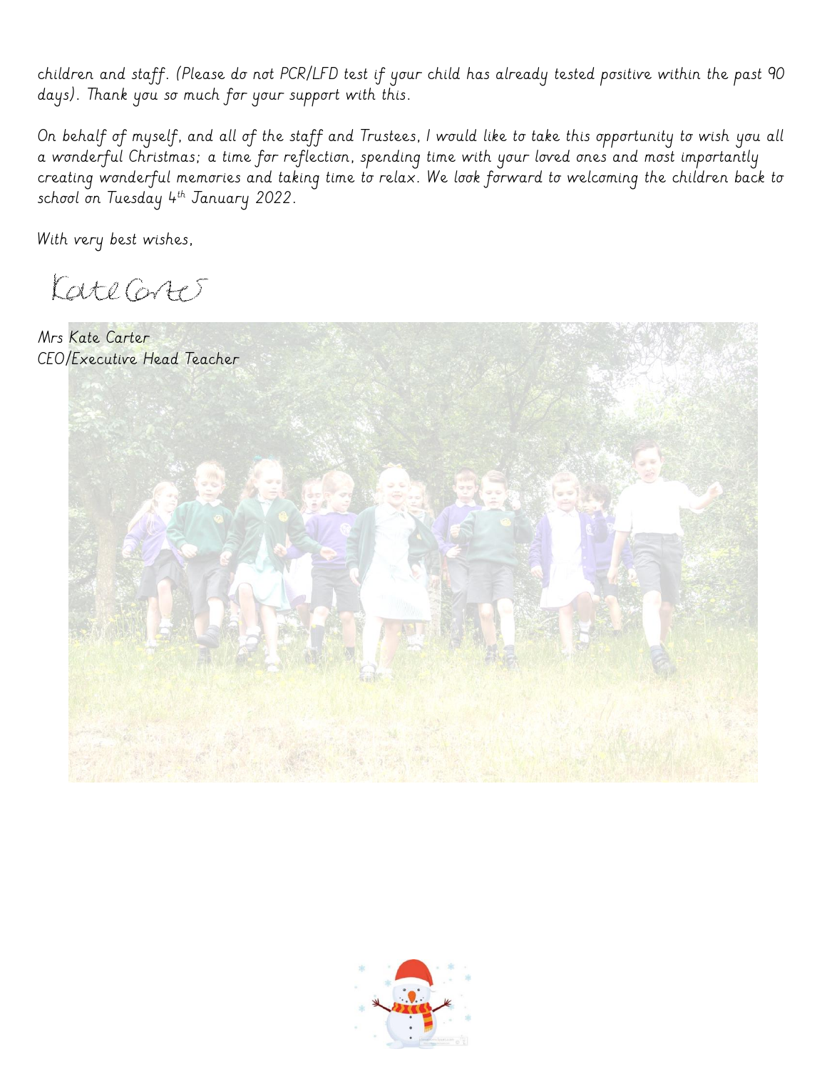children and staff. (Please do not PCR/LFD test if your child has already tested positive within the past 90 days). Thank you so much for your support with this.

On behalf of myself, and all of the staff and Trustees, I would like to take this opportunity to wish you all a wonderful Christmas; a time for reflection, spending time with your loved ones and most importantly creating wonderful memories and taking time to relax. We look forward to welcoming the children back to school on Tuesday 4th January 2022.

With very best wishes,

Kate Carter

Mrs Kate Carter
CEO/Executive Head Teacher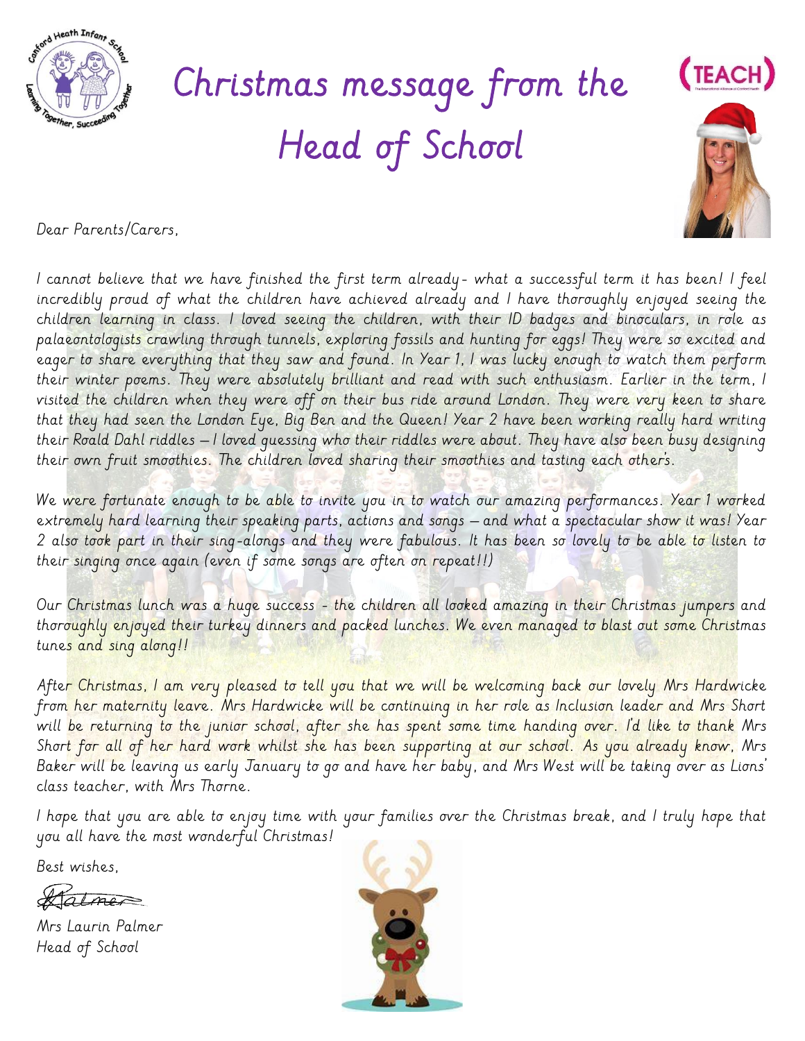# Christmas message from the Head of School

Dear Parents/Carers,

I cannot believe that we have finished the first term already - what a successful term it has been! I feel incredibly proud of what the children have achieved already and I have thoroughly enjoyed seeing the children learning in class. I loved seeing the children, with their ID badges and binoculars, in role as palaeontologists crawling through tunnels, exploring fossils and hunting for eggs! They were so excited and eager to share everything that they saw and found. In Year 1, I was lucky enough to watch them perform their winter poems. They were absolutely brilliant and read with such enthusiasm. Earlier in the term, I visited the children when they were off on their bus ride around London. They were very keen to share that they had seen the London Eye, Big Ben and the Queen! Year 2 have been working really hard writing their Roald Dahl riddles – I loved guessing who their riddles were about. They have also been busy designing their own fruit smoothies. The children loved sharing their smoothies and tasting each others.

We were fortunate enough to be able to invite you in to watch our amazing performances. Year 1 worked extremely hard learning their speaking parts, actions and songs – and what a spectacular show it was! Year 2 also took part in their sing-alongs and they were fabulous. It has been so lovely to be able to listen to their singing once again (even if some songs are often on repeat!!)

Our Christmas lunch was a huge success - the children all looked amazing in their Christmas jumpers and thoroughly enjoyed their turkey dinners and packed lunches. We even managed to blast out some Christmas tunes and sing along!!

After Christmas, I am very pleased to tell you that we will be welcoming back our lovely Mrs Hardwicke from her maternity leave. Mrs Hardwicke will be continuing in her role as Inclusion leader and Mrs Short will be returning to the junior school, after she has spent some time handing over. I'd like to thank Mrs Short for all of her hard work whilst she has been supporting at our school. As you already know, Mrs Baker will be leaving us early January to go and have her baby, and Mrs West will be taking over as Lions' class teacher, with Mrs Thorne.

I hope that you are able to enjoy time with your families over the Christmas break, and I truly hope that you all have the most wonderful Christmas!

Best wishes,

Mrs Laurin Palmer
Head of School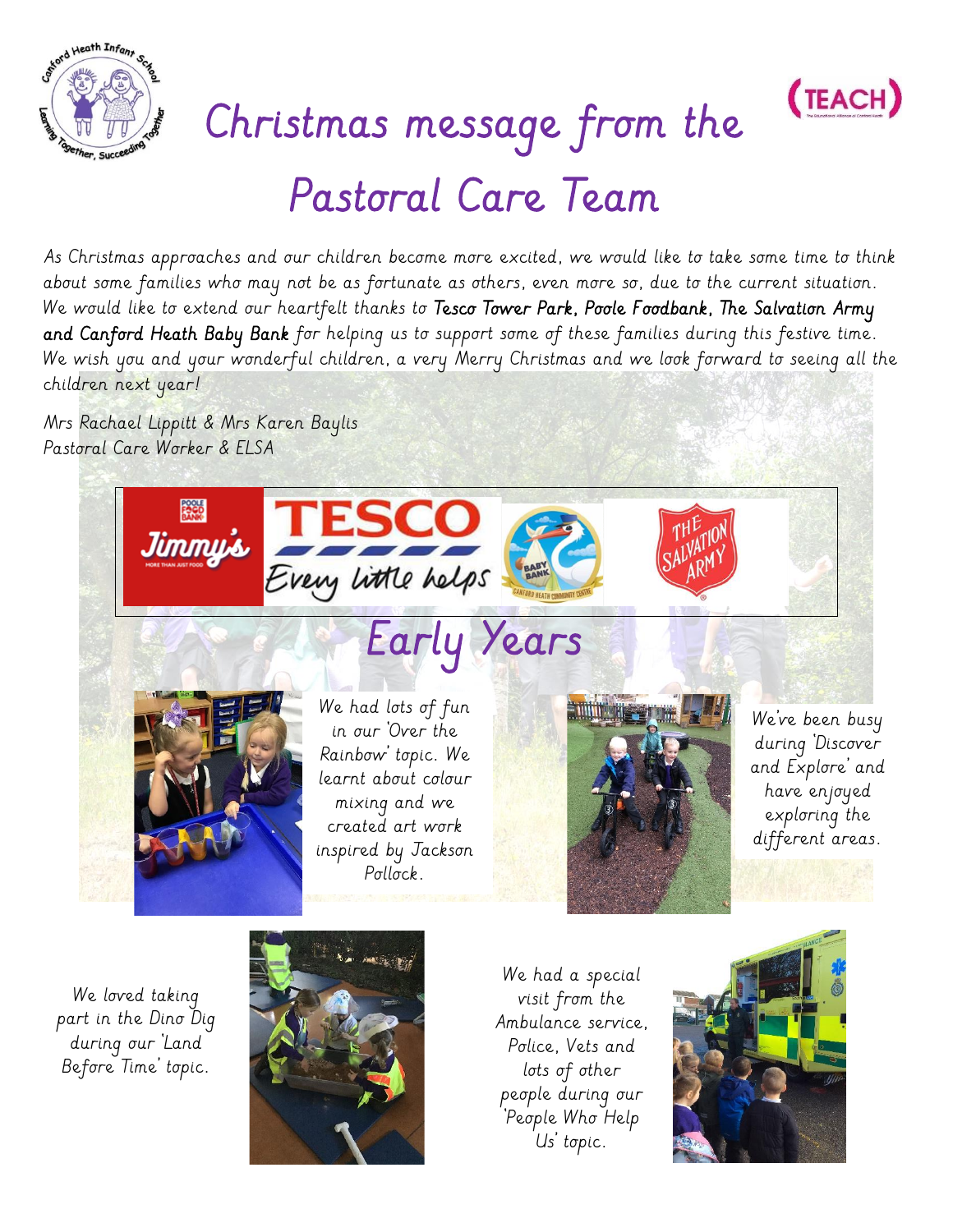# Christmas message from the Pastoral Care Team

As Christmas approaches and our children become more excited, we would like to take some time to think about some families who may not be as fortunate as others, even more so, due to the current situation. We would like to extend our heartfelt thanks to **Tesco Tower Park, Poole Foodbank, The Salvation Army and Canford Heath Baby Bank** for helping us to support some of these families during this festive time. We wish you and your wonderful children, a very Merry Christmas and we look forward to seeing all the children next year!

Mrs Rachael Lippitt & Mrs Karen Baylis
Pastoral Care Worker & ELSA

## Early Years

We had lots of fun in our 'Over the Rainbow' topic. We learnt about colour mixing and we created art work inspired by Jackson Pollock.

We've been busy during 'Discover and Explore' and have enjoyed exploring the different areas.

We loved taking part in the Dino Dig during our 'Land Before Time' topic.

We had a special visit from the Ambulance service, Police, Vets and lots of other people during our 'People Who Help Us' topic.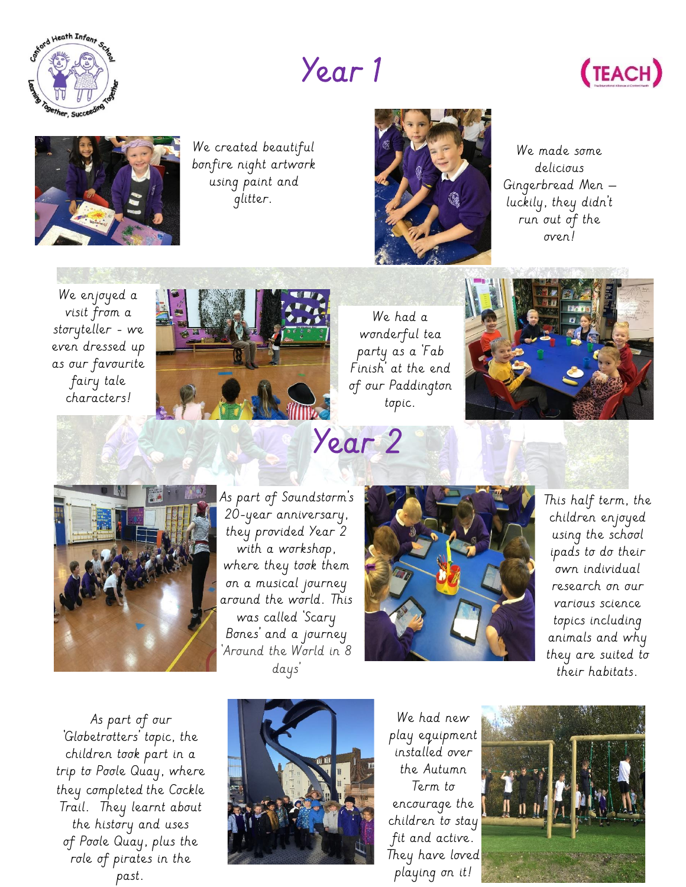# Year 1

We created beautiful bonfire night artwork using paint and glitter.

We made some delicious Gingerbread Men – luckily, they didn't run out of the oven!

We enjoyed a visit from a storyteller - we even dressed up as our favourite fairy tale characters!

We had a wonderful tea party as a 'Fab Finish' at the end of our Paddington topic.

# Year 2

As part of Soundstorm's 20-year anniversary, they provided Year 2 with a workshop, where they took them on a musical journey around the world. This was called 'Scary Bones' and a journey 'Around the World in 8 days'

This half term, the children enjoyed using the school ipads to do their own individual research on our various science topics including animals and why they are suited to their habitats.

As part of our 'Globetrotters' topic, the children took part in a trip to Poole Quay, where they completed the Cockle Trail. They learnt about the history and uses of Poole Quay, plus the role of pirates in the past.

We had new play equipment installed over the Autumn Term to encourage the children to stay fit and active. They have loved playing on it!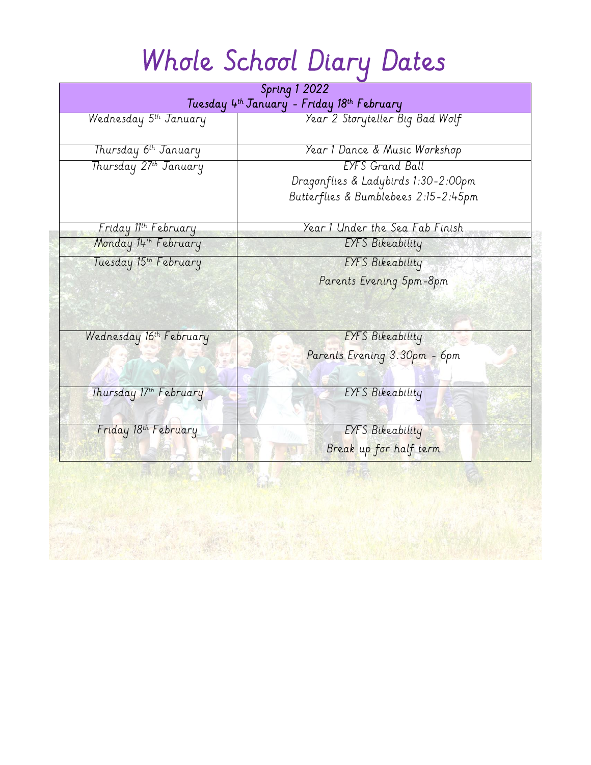# Whole School Diary Dates

| Spring 1 2022<br>Tuesday 4th January - Friday 18th February | |
|---|---|
| Wednesday 5th January | Year 2 Storyteller Big Bad Wolf |
| Thursday 6th January | Year 1 Dance & Music Workshop |
| Thursday 27th January | EYFS Grand Ball<br>Dragonflies & Ladybirds 1:30-2:00pm<br>Butterflies & Bumblebees 2:15-2:45pm |
| Friday 11th February | Year 1 Under the Sea Fab Finish |
| Monday 14th February | EYFS Bikeability |
| Tuesday 15th February | EYFS Bikeability<br>Parents Evening 5pm-8pm |
| Wednesday 16th February | EYFS Bikeability<br>Parents Evening 3.30pm - 6pm |
| Thursday 17th February | EYFS Bikeability |
| Friday 18th February | EYFS Bikeability<br>Break up for half term |